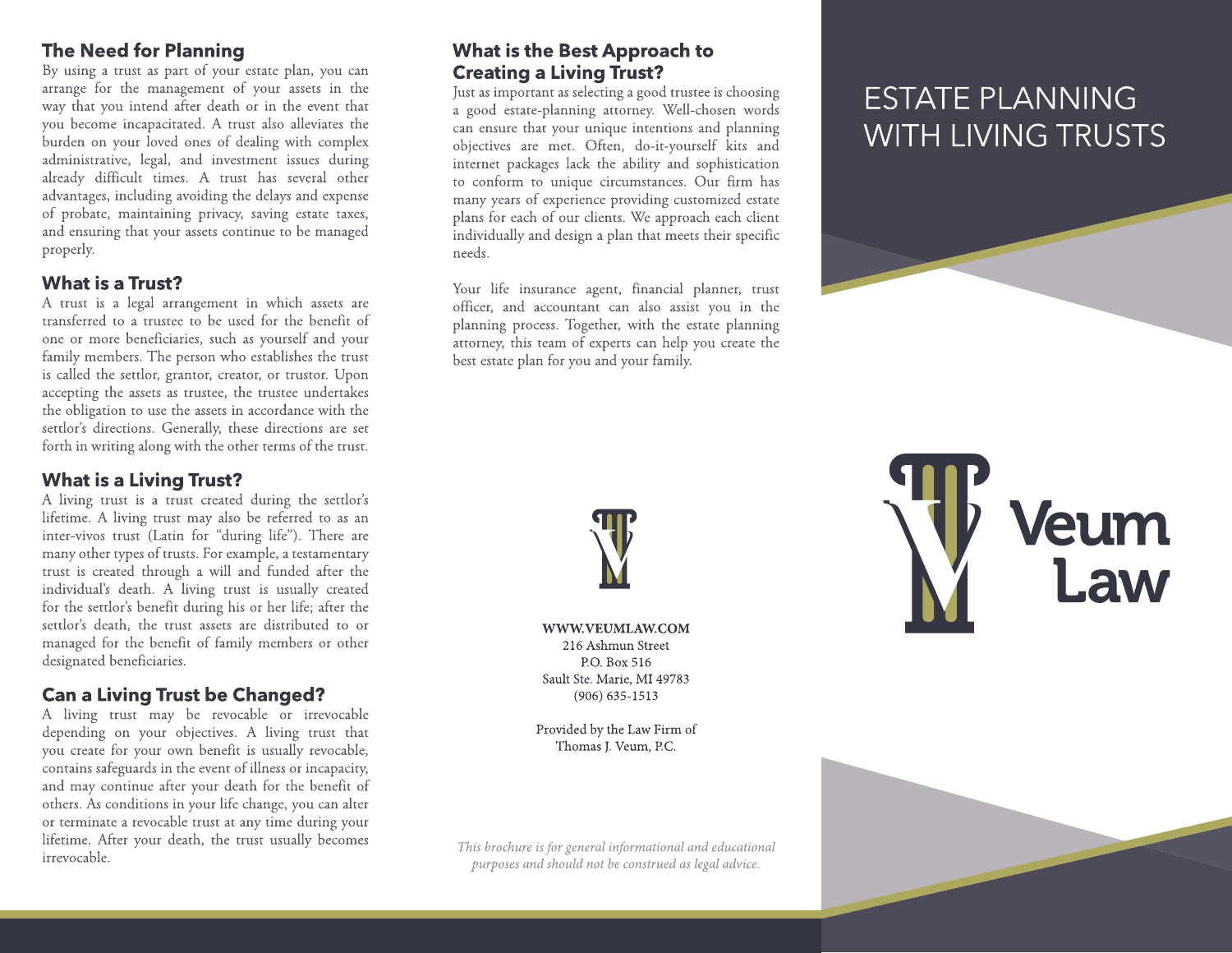## The Need for Planning

By using a trust as part of your estate plan, you can arrange for the management of your assets in the way that you intend after death or in the event that you become incapacitated. A trust also alleviates the burden on your loved ones of dealing with complex administrative, legal, and investment issues during already difficult times. A trust has several other advantages, including avoiding the delays and expense of probate, maintaining privacy, saving estate taxes, and ensuring that your assets continue to be managed properly.

## What is a Trust?

A trust is a legal arrangement in which assets are transferred to a trustee to be used for the benefit of one or more beneficiaries, such as yourself and your family members. The person who establishes the trust is called the settlor, grantor, creator, or trustor. Upon accepting the assets as trustee, the trustee undertakes the obligation to use the assets in accordance with the settlor's directions. Generally, these directions are set forth in writing along with the other terms of the trust.

## What is a Living Trust?

A living trust is a trust created during the settlor's lifetime. A living trust may also be referred to as an inter-vivos trust (Latin for "during life"). There are many other types of trusts. For example, a testamentary trust is created through a will and funded after the individual's death. A living trust is usually created for the settlor's benefit during his or her life; after the settlor's death, the trust assets are distributed to or managed for the benefit of family members or other designated beneficiaries.

## Can a Living Trust be Changed?

A living trust may be revocable or irrevocable depending on your objectives. A living trust that you create for your own benefit is usually revocable, contains safeguards in the event of illness or incapacity, and may continue after your death for the benefit of others. As conditions in your life change, you can alter or terminate a revocable trust at any time during your lifetime. After your death, the trust usually becomes irrevocable.

## What is the Best Approach to Creating a Living Trust?

Just as important as selecting a good trustee is choosing a good estate-planning attorney. Well-chosen words can ensure that your unique intentions and planning objectives are met. Often, do-it-yourself kits and internet packages lack the ability and sophistication to conform to unique circumstances. Our firm has many years of experience providing customized estate plans for each of our clients. We approach each client individually and design a plan that meets their specific needs.

Your life insurance agent, financial planner, trust officer, and accountant can also assist you in the planning process. Together, with the estate planning attorney, this team of experts can help you create the best estate plan for you and your family.

**WWW.VEUMLAW.COM**
216 Ashmun Street
P.O. Box 516
Sault Ste. Marie, MI 49783
(906) 635-1513

Provided by the Law Firm of
Thomas J. Veum, P.C.

*This brochure is for general informational and educational purposes and should not be construed as legal advice.*

# ESTATE PLANNING WITH LIVING TRUSTS

Veum Law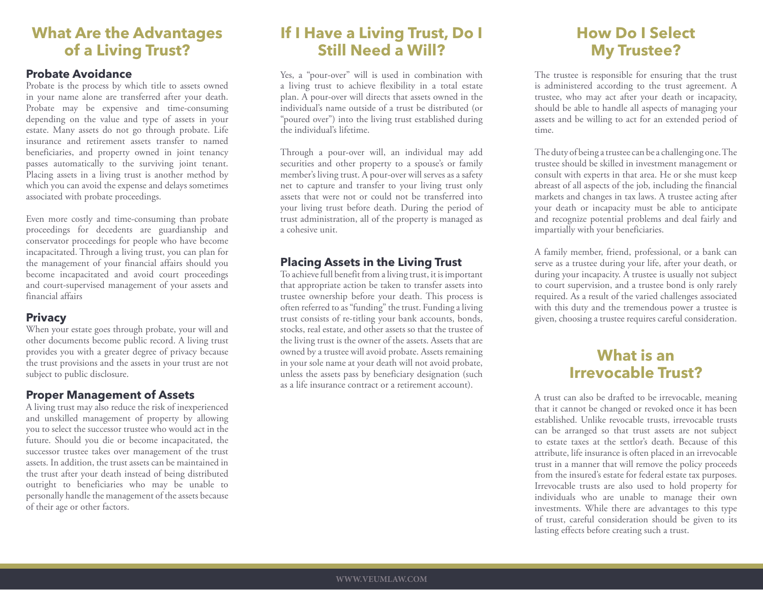## What Are the Advantages of a Living Trust?

### Probate Avoidance

Probate is the process by which title to assets owned in your name alone are transferred after your death. Probate may be expensive and time-consuming depending on the value and type of assets in your estate. Many assets do not go through probate. Life insurance and retirement assets transfer to named beneficiaries, and property owned in joint tenancy passes automatically to the surviving joint tenant. Placing assets in a living trust is another method by which you can avoid the expense and delays sometimes associated with probate proceedings.

Even more costly and time-consuming than probate proceedings for decedents are guardianship and conservator proceedings for people who have become incapacitated. Through a living trust, you can plan for the management of your financial affairs should you become incapacitated and avoid court proceedings and court-supervised management of your assets and financial affairs

### Privacy

When your estate goes through probate, your will and other documents become public record. A living trust provides you with a greater degree of privacy because the trust provisions and the assets in your trust are not subject to public disclosure.

### Proper Management of Assets

A living trust may also reduce the risk of inexperienced and unskilled management of property by allowing you to select the successor trustee who would act in the future. Should you die or become incapacitated, the successor trustee takes over management of the trust assets. In addition, the trust assets can be maintained in the trust after your death instead of being distributed outright to beneficiaries who may be unable to personally handle the management of the assets because of their age or other factors.

## If I Have a Living Trust, Do I Still Need a Will?

Yes, a "pour-over" will is used in combination with a living trust to achieve flexibility in a total estate plan. A pour-over will directs that assets owned in the individual's name outside of a trust be distributed (or "poured over") into the living trust established during the individual's lifetime.

Through a pour-over will, an individual may add securities and other property to a spouse's or family member's living trust. A pour-over will serves as a safety net to capture and transfer to your living trust only assets that were not or could not be transferred into your living trust before death. During the period of trust administration, all of the property is managed as a cohesive unit.

### Placing Assets in the Living Trust

To achieve full benefit from a living trust, it is important that appropriate action be taken to transfer assets into trustee ownership before your death. This process is often referred to as "funding" the trust. Funding a living trust consists of re-titling your bank accounts, bonds, stocks, real estate, and other assets so that the trustee of the living trust is the owner of the assets. Assets that are owned by a trustee will avoid probate. Assets remaining in your sole name at your death will not avoid probate, unless the assets pass by beneficiary designation (such as a life insurance contract or a retirement account).

## How Do I Select My Trustee?

The trustee is responsible for ensuring that the trust is administered according to the trust agreement. A trustee, who may act after your death or incapacity, should be able to handle all aspects of managing your assets and be willing to act for an extended period of time.

The duty of being a trustee can be a challenging one. The trustee should be skilled in investment management or consult with experts in that area. He or she must keep abreast of all aspects of the job, including the financial markets and changes in tax laws. A trustee acting after your death or incapacity must be able to anticipate and recognize potential problems and deal fairly and impartially with your beneficiaries.

A family member, friend, professional, or a bank can serve as a trustee during your life, after your death, or during your incapacity. A trustee is usually not subject to court supervision, and a trustee bond is only rarely required. As a result of the varied challenges associated with this duty and the tremendous power a trustee is given, choosing a trustee requires careful consideration.

## What is an Irrevocable Trust?

A trust can also be drafted to be irrevocable, meaning that it cannot be changed or revoked once it has been established. Unlike revocable trusts, irrevocable trusts can be arranged so that trust assets are not subject to estate taxes at the settlor's death. Because of this attribute, life insurance is often placed in an irrevocable trust in a manner that will remove the policy proceeds from the insured's estate for federal estate tax purposes. Irrevocable trusts are also used to hold property for individuals who are unable to manage their own investments. While there are advantages to this type of trust, careful consideration should be given to its lasting effects before creating such a trust.

WWW.VEUMLAW.COM